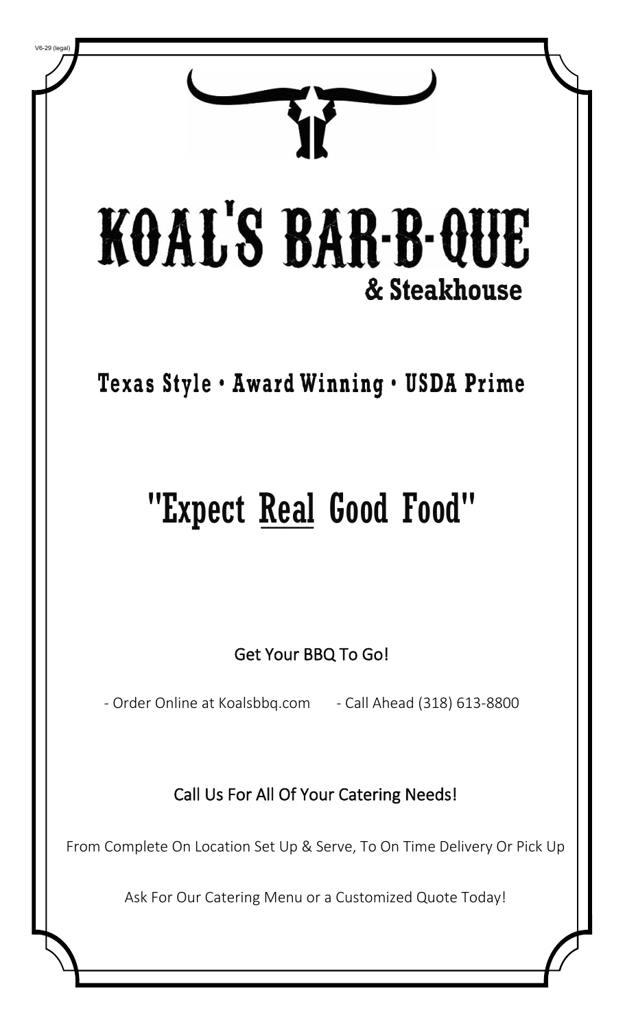V6-29 (legal)

# KOAL'S BAR-B-QUE

## & Steakhouse

**Texas Style • Award Winning • USDA Prime**

# "Expect Real Good Food"

### Get Your BBQ To Go!

- Order Online at Koalsbbq.com
- Call Ahead (318) 613-8800

### Call Us For All Of Your Catering Needs!

From Complete On Location Set Up & Serve, To On Time Delivery Or Pick Up

Ask For Our Catering Menu or a Customized Quote Today!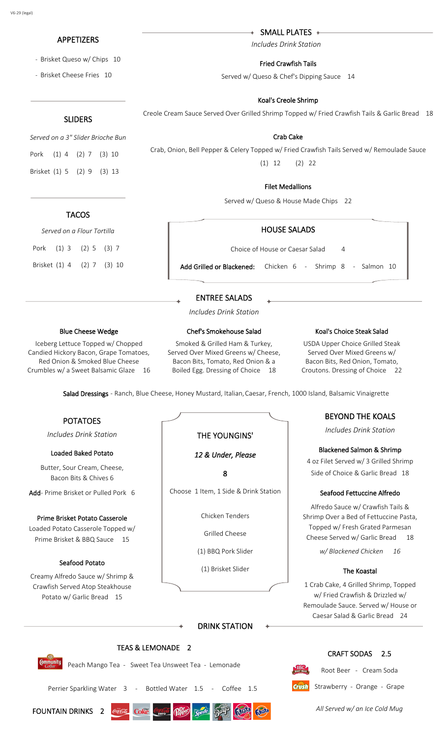## APPETIZERS

- Brisket Queso w/ Chips 10
- Brisket Cheese Fries 10

## SLIDERS

*Served on a 3" Slider Brioche Bun*

Pork (1) 4 (2) 7 (3) 10

Brisket (1) 5 (2) 9 (3) 13

## TACOS

*Served on a Flour Tortilla*

Pork (1) 3 (2) 5 (3) 7

Brisket (1) 4 (2) 7 (3) 10

## SMALL PLATES

*Includes Drink Station*

**Fried Crawfish Tails**

Served w/ Queso & Chef's Dipping Sauce 14

**Koal's Creole Shrimp**

Creole Cream Sauce Served Over Grilled Shrimp Topped w/ Fried Crawfish Tails & Garlic Bread 18

**Crab Cake**

Crab, Onion, Bell Pepper & Celery Topped w/ Fried Crawfish Tails Served w/ Remoulade Sauce

(1) 12 (2) 22

**Filet Medallions**

Served w/ Queso & House Made Chips 22

## HOUSE SALADS

Choice of House or Caesar Salad 4

**Add Grilled or Blackened:** Chicken 6 - Shrimp 8 - Salmon 10

## ENTREE SALADS

*Includes Drink Station*

**Blue Cheese Wedge**

Iceberg Lettuce Topped w/ Chopped Candied Hickory Bacon, Grape Tomatoes, Red Onion & Smoked Blue Cheese Crumbles w/ a Sweet Balsamic Glaze 16

**Chef's Smokehouse Salad**

Smoked & Grilled Ham & Turkey, Served Over Mixed Greens w/ Cheese, Bacon Bits, Tomato, Red Onion & a Boiled Egg. Dressing of Choice 18

**Koal's Choice Steak Salad**

USDA Upper Choice Grilled Steak Served Over Mixed Greens w/ Bacon Bits, Red Onion, Tomato, Croutons. Dressing of Choice 22

**Salad Dressings** - Ranch, Blue Cheese, Honey Mustard, Italian, Caesar, French, 1000 Island, Balsamic Vinaigrette

## POTATOES

*Includes Drink Station*

**Loaded Baked Potato**

Butter, Sour Cream, Cheese, Bacon Bits & Chives 6

**Add**- Prime Brisket or Pulled Pork 6

**Prime Brisket Potato Casserole**

Loaded Potato Casserole Topped w/ Prime Brisket & BBQ Sauce 15

**Seafood Potato**

Creamy Alfredo Sauce w/ Shrimp & Crawfish Served Atop Steakhouse Potato w/ Garlic Bread 15

## THE YOUNGINS'

*12 & Under, Please*

8

Choose 1 Item, 1 Side & Drink Station

Chicken Tenders

Grilled Cheese

(1) BBQ Pork Slider

(1) Brisket Slider

## BEYOND THE KOALS

*Includes Drink Station*

**Blackened Salmon & Shrimp**

4 oz Filet Served w/ 3 Grilled Shrimp Side of Choice & Garlic Bread 18

**Seafood Fettuccine Alfredo**

Alfredo Sauce w/ Crawfish Tails & Shrimp Over a Bed of Fettuccine Pasta, Topped w/ Fresh Grated Parmesan Cheese Served w/ Garlic Bread 18

*w/ Blackened Chicken 16*

**The Koastal**

1 Crab Cake, 4 Grilled Shrimp, Topped w/ Fried Crawfish & Drizzled w/ Remoulade Sauce. Served w/ House or Caesar Salad & Garlic Bread 24

## DRINK STATION

### TEAS & LEMONADE 2

Peach Mango Tea - Sweet Tea Unsweet Tea - Lemonade

Perrier Sparkling Water 3 - Bottled Water 1.5 - Coffee 1.5

### FOUNTAIN DRINKS 2

### CRAFT SODAS 2.5

Root Beer - Cream Soda

Strawberry - Orange - Grape

*All Served w/ an Ice Cold Mug*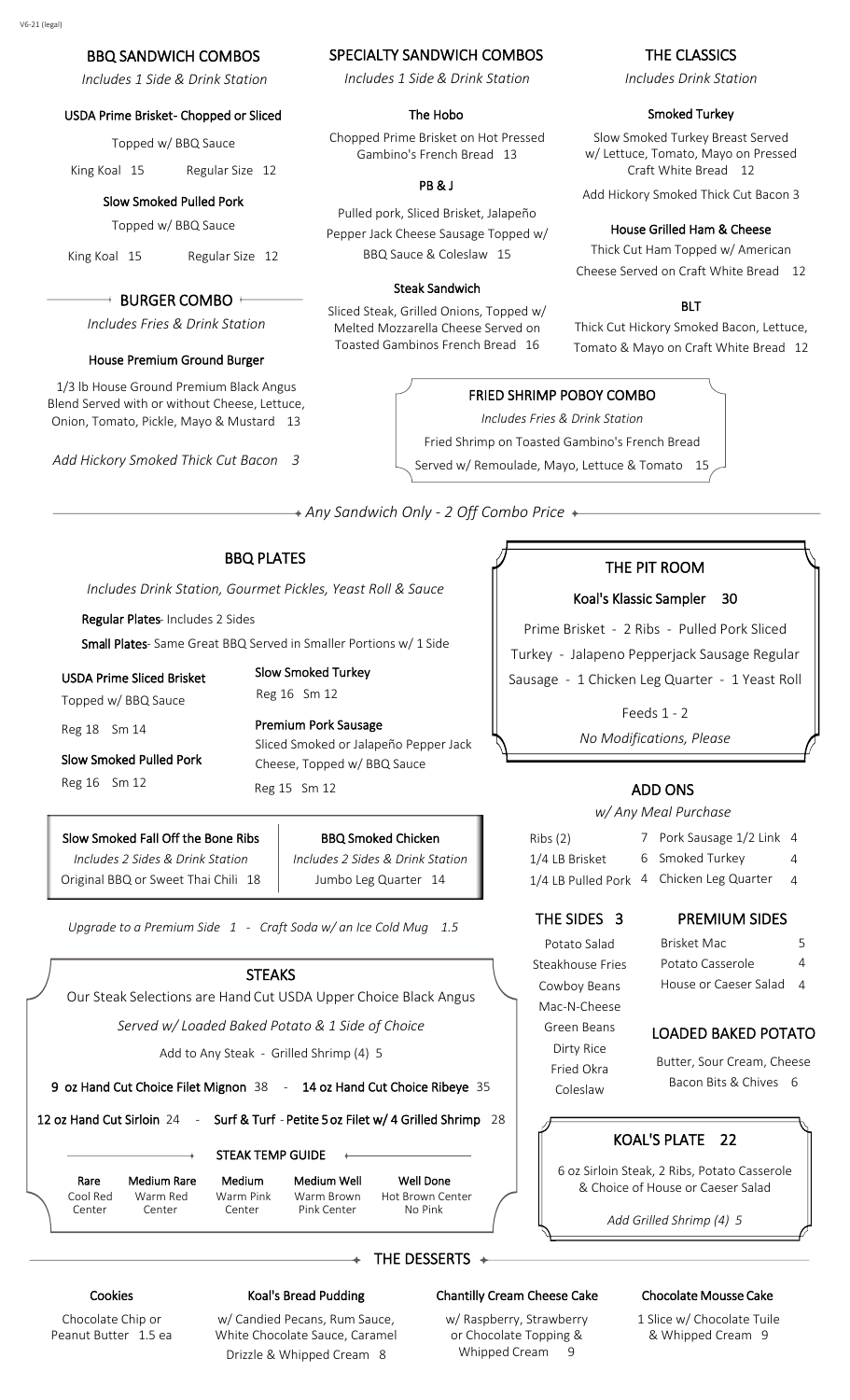## BBQ SANDWICH COMBOS

*Includes 1 Side & Drink Station*

### USDA Prime Brisket- Chopped or Sliced

Topped w/ BBQ Sauce

King Koal 15 Regular Size 12

### Slow Smoked Pulled Pork

Topped w/ BBQ Sauce

King Koal 15 Regular Size 12

## BURGER COMBO

*Includes Fries & Drink Station*

### House Premium Ground Burger

1/3 lb House Ground Premium Black Angus Blend Served with or without Cheese, Lettuce, Onion, Tomato, Pickle, Mayo & Mustard 13

*Add Hickory Smoked Thick Cut Bacon 3*

## SPECIALTY SANDWICH COMBOS

*Includes 1 Side & Drink Station*

### The Hobo

Chopped Prime Brisket on Hot Pressed Gambino's French Bread 13

### PB & J

Pulled pork, Sliced Brisket, Jalapeño Pepper Jack Cheese Sausage Topped w/ BBQ Sauce & Coleslaw 15

### Steak Sandwich

Sliced Steak, Grilled Onions, Topped w/ Melted Mozzarella Cheese Served on Toasted Gambinos French Bread 16

## THE CLASSICS

*Includes Drink Station*

### Smoked Turkey

Slow Smoked Turkey Breast Served w/ Lettuce, Tomato, Mayo on Pressed Craft White Bread 12

Add Hickory Smoked Thick Cut Bacon 3

### House Grilled Ham & Cheese

Thick Cut Ham Topped w/ American Cheese Served on Craft White Bread 12

### BLT

Thick Cut Hickory Smoked Bacon, Lettuce, Tomato & Mayo on Craft White Bread 12

## FRIED SHRIMP POBOY COMBO

*Includes Fries & Drink Station*

Fried Shrimp on Toasted Gambino's French Bread

Served w/ Remoulade, Mayo, Lettuce & Tomato 15

*Any Sandwich Only - 2 Off Combo Price*

## BBQ PLATES

*Includes Drink Station, Gourmet Pickles, Yeast Roll & Sauce*

**Regular Plates**- Includes 2 Sides

**Small Plates**- Same Great BBQ Served in Smaller Portions w/ 1 Side

### USDA Prime Sliced Brisket

Topped w/ BBQ Sauce

Reg 18 Sm 14

### Slow Smoked Pulled Pork

Reg 16 Sm 12

### Slow Smoked Turkey

Reg 16 Sm 12

### Premium Pork Sausage

Sliced Smoked or Jalapeño Pepper Jack Cheese, Topped w/ BBQ Sauce

Reg 15 Sm 12

### Slow Smoked Fall Off the Bone Ribs

*Includes 2 Sides & Drink Station*

Original BBQ or Sweet Thai Chili 18

### BBQ Smoked Chicken

*Includes 2 Sides & Drink Station*

Jumbo Leg Quarter 14

*Upgrade to a Premium Side 1 - Craft Soda w/ an Ice Cold Mug 1.5*

## STEAKS

Our Steak Selections are Hand Cut USDA Upper Choice Black Angus

*Served w/ Loaded Baked Potato & 1 Side of Choice*

Add to Any Steak - Grilled Shrimp (4) 5

**9 oz Hand Cut Choice Filet Mignon** 38 - **14 oz Hand Cut Choice Ribeye** 35

**12 oz Hand Cut Sirloin** 24 - **Surf & Turf** - **Petite 5 oz Filet w/ 4 Grilled Shrimp** 28

### STEAK TEMP GUIDE

| Rare | Medium Rare | Medium | Medium Well | Well Done |
|---|---|---|---|---|
| Cool Red Center | Warm Red Center | Warm Pink Center | Warm Brown Pink Center | Hot Brown Center No Pink |

## THE PIT ROOM

### Koal's Klassic Sampler 30

Prime Brisket - 2 Ribs - Pulled Pork Sliced Turkey - Jalapeno Pepperjack Sausage Regular Sausage - 1 Chicken Leg Quarter - 1 Yeast Roll

Feeds 1 - 2

*No Modifications, Please*

## ADD ONS

*w/ Any Meal Purchase*

| | | | |
|---|---|---|---|
| Ribs (2) | 7 | Pork Sausage 1/2 Link | 4 |
| 1/4 LB Brisket | 6 | Smoked Turkey | 4 |
| 1/4 LB Pulled Pork | 4 | Chicken Leg Quarter | 4 |

## THE SIDES 3

- Potato Salad
- Steakhouse Fries
- Cowboy Beans
- Mac-N-Cheese
- Green Beans
- Dirty Rice
- Fried Okra
- Coleslaw

## PREMIUM SIDES

| | |
|---|---|
| Brisket Mac | 5 |
| Potato Casserole | 4 |
| House or Caeser Salad | 4 |

## LOADED BAKED POTATO

Butter, Sour Cream, Cheese Bacon Bits & Chives 6

## KOAL'S PLATE 22

6 oz Sirloin Steak, 2 Ribs, Potato Casserole & Choice of House or Caeser Salad

*Add Grilled Shrimp (4) 5*

## THE DESSERTS

### Cookies

Chocolate Chip or Peanut Butter 1.5 ea

### Koal's Bread Pudding

w/ Candied Pecans, Rum Sauce, White Chocolate Sauce, Caramel Drizzle & Whipped Cream 8

### Chantilly Cream Cheese Cake

w/ Raspberry, Strawberry or Chocolate Topping & Whipped Cream 9

### Chocolate Mousse Cake

1 Slice w/ Chocolate Tuile & Whipped Cream 9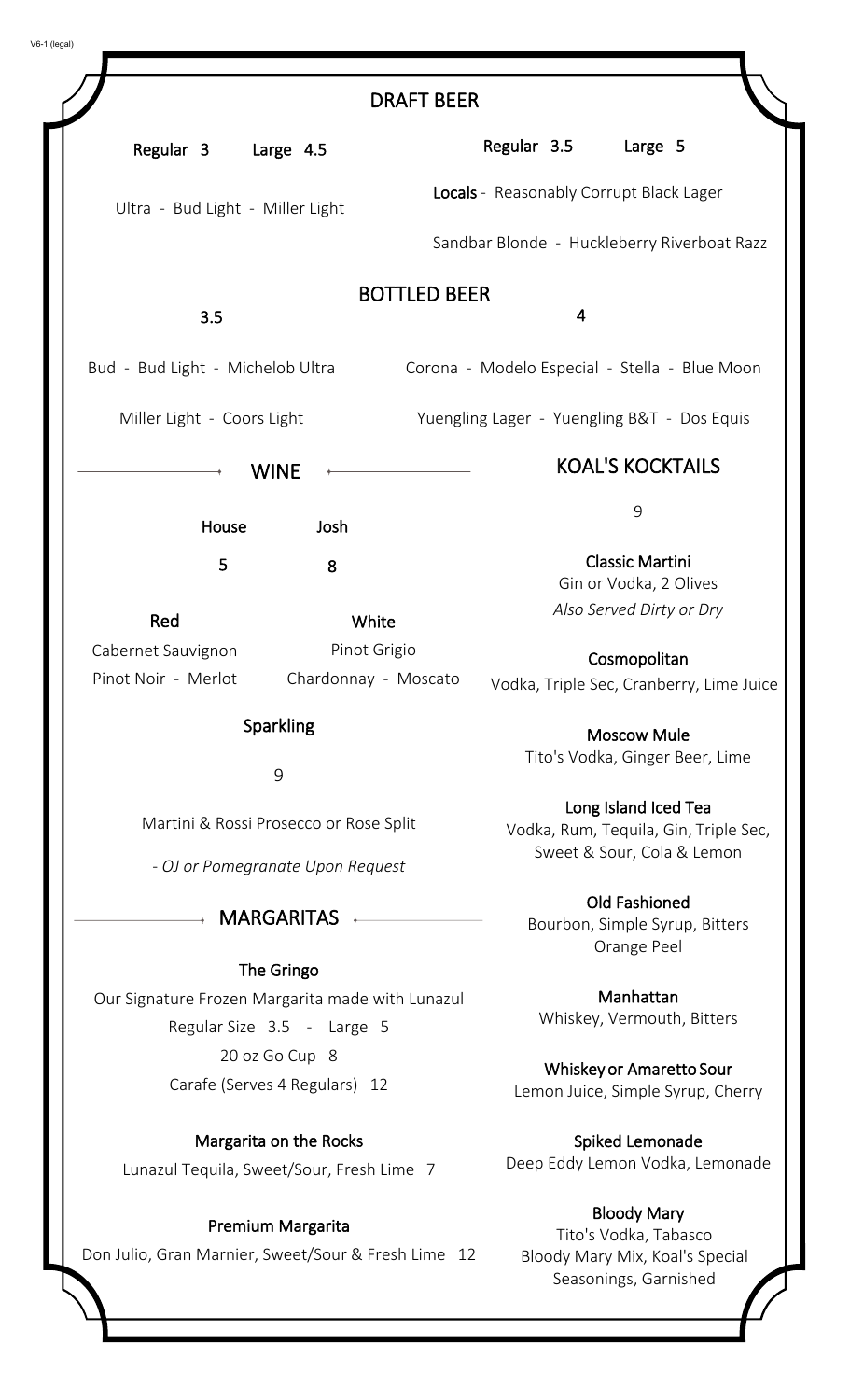## DRAFT BEER

**Regular 3** **Large 4.5**

Ultra - Bud Light - Miller Light

**Regular 3.5** **Large 5**

**Locals** - Reasonably Corrupt Black Lager

Sandbar Blonde - Huckleberry Riverboat Razz

## BOTTLED BEER

**3.5**

Bud - Bud Light - Michelob Ultra

Miller Light - Coors Light

**4**

Corona - Modelo Especial - Stella - Blue Moon

Yuengling Lager - Yuengling B&T - Dos Equis

## WINE

**House** **Josh**

**5** **8**

**Red**

Cabernet Sauvignon

Pinot Noir - Merlot

**White**

Pinot Grigio

Chardonnay - Moscato

### Sparkling

9

Martini & Rossi Prosecco or Rose Split

*- OJ or Pomegranate Upon Request*

## MARGARITAS

**The Gringo**

Our Signature Frozen Margarita made with Lunazul

Regular Size 3.5 - Large 5

20 oz Go Cup 8

Carafe (Serves 4 Regulars) 12

**Margarita on the Rocks**

Lunazul Tequila, Sweet/Sour, Fresh Lime 7

**Premium Margarita**

Don Julio, Gran Marnier, Sweet/Sour & Fresh Lime 12

## KOAL'S KOCKTAILS

9

**Classic Martini**

Gin or Vodka, 2 Olives

*Also Served Dirty or Dry*

**Cosmopolitan**

Vodka, Triple Sec, Cranberry, Lime Juice

**Moscow Mule**

Tito's Vodka, Ginger Beer, Lime

**Long Island Iced Tea**

Vodka, Rum, Tequila, Gin, Triple Sec, Sweet & Sour, Cola & Lemon

**Old Fashioned**

Bourbon, Simple Syrup, Bitters Orange Peel

**Manhattan**

Whiskey, Vermouth, Bitters

**Whiskey or Amaretto Sour**

Lemon Juice, Simple Syrup, Cherry

**Spiked Lemonade**

Deep Eddy Lemon Vodka, Lemonade

**Bloody Mary**

Tito's Vodka, Tabasco

Bloody Mary Mix, Koal's Special Seasonings, Garnished